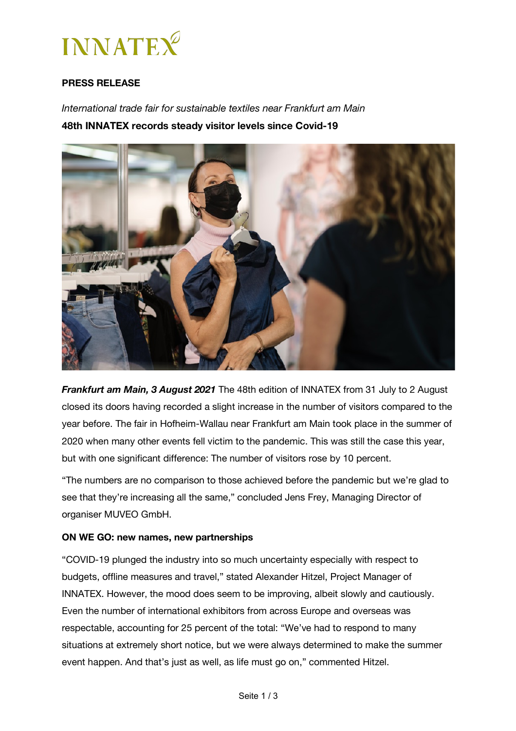INNATEX

**PRESS RELEASE**

*International trade fair for sustainable textiles near Frankfurt am Main*

**48th INNATEX records steady visitor levels since Covid-19**

***Frankfurt am Main, 3 August 2021*** The 48th edition of INNATEX from 31 July to 2 August closed its doors having recorded a slight increase in the number of visitors compared to the year before. The fair in Hofheim-Wallau near Frankfurt am Main took place in the summer of 2020 when many other events fell victim to the pandemic. This was still the case this year, but with one significant difference: The number of visitors rose by 10 percent.

"The numbers are no comparison to those achieved before the pandemic but we're glad to see that they're increasing all the same," concluded Jens Frey, Managing Director of organiser MUVEO GmbH.

**ON WE GO: new names, new partnerships**

"COVID-19 plunged the industry into so much uncertainty especially with respect to budgets, offline measures and travel," stated Alexander Hitzel, Project Manager of INNATEX. However, the mood does seem to be improving, albeit slowly and cautiously. Even the number of international exhibitors from across Europe and overseas was respectable, accounting for 25 percent of the total: "We've had to respond to many situations at extremely short notice, but we were always determined to make the summer event happen. And that's just as well, as life must go on," commented Hitzel.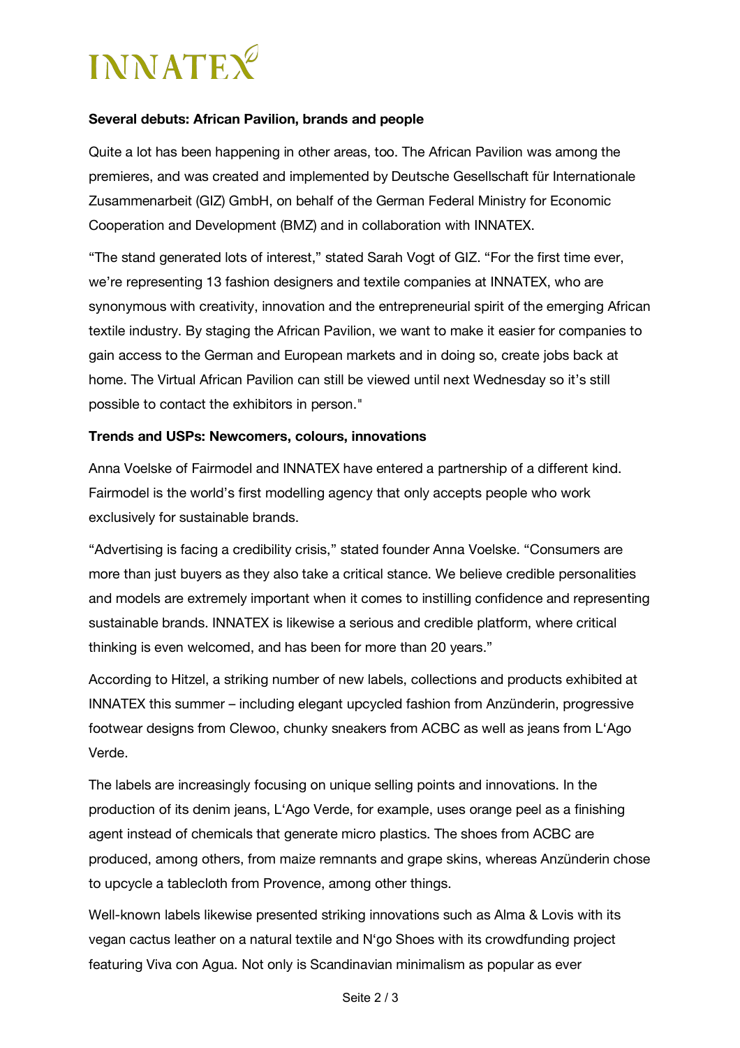**Several debuts: African Pavilion, brands and people**

Quite a lot has been happening in other areas, too. The African Pavilion was among the premieres, and was created and implemented by Deutsche Gesellschaft für Internationale Zusammenarbeit (GIZ) GmbH, on behalf of the German Federal Ministry for Economic Cooperation and Development (BMZ) and in collaboration with INNATEX.

“The stand generated lots of interest,” stated Sarah Vogt of GIZ. “For the first time ever, we’re representing 13 fashion designers and textile companies at INNATEX, who are synonymous with creativity, innovation and the entrepreneurial spirit of the emerging African textile industry. By staging the African Pavilion, we want to make it easier for companies to gain access to the German and European markets and in doing so, create jobs back at home. The Virtual African Pavilion can still be viewed until next Wednesday so it’s still possible to contact the exhibitors in person."

**Trends and USPs: Newcomers, colours, innovations**

Anna Voelske of Fairmodel and INNATEX have entered a partnership of a different kind. Fairmodel is the world’s first modelling agency that only accepts people who work exclusively for sustainable brands.

“Advertising is facing a credibility crisis,” stated founder Anna Voelske. “Consumers are more than just buyers as they also take a critical stance. We believe credible personalities and models are extremely important when it comes to instilling confidence and representing sustainable brands. INNATEX is likewise a serious and credible platform, where critical thinking is even welcomed, and has been for more than 20 years.”

According to Hitzel, a striking number of new labels, collections and products exhibited at INNATEX this summer – including elegant upcycled fashion from Anzünderin, progressive footwear designs from Clewoo, chunky sneakers from ACBC as well as jeans from L‘Ago Verde.

The labels are increasingly focusing on unique selling points and innovations. In the production of its denim jeans, L‘Ago Verde, for example, uses orange peel as a finishing agent instead of chemicals that generate micro plastics. The shoes from ACBC are produced, among others, from maize remnants and grape skins, whereas Anzünderin chose to upcycle a tablecloth from Provence, among other things.

Well-known labels likewise presented striking innovations such as Alma & Lovis with its vegan cactus leather on a natural textile and N‘go Shoes with its crowdfunding project featuring Viva con Agua. Not only is Scandinavian minimalism as popular as ever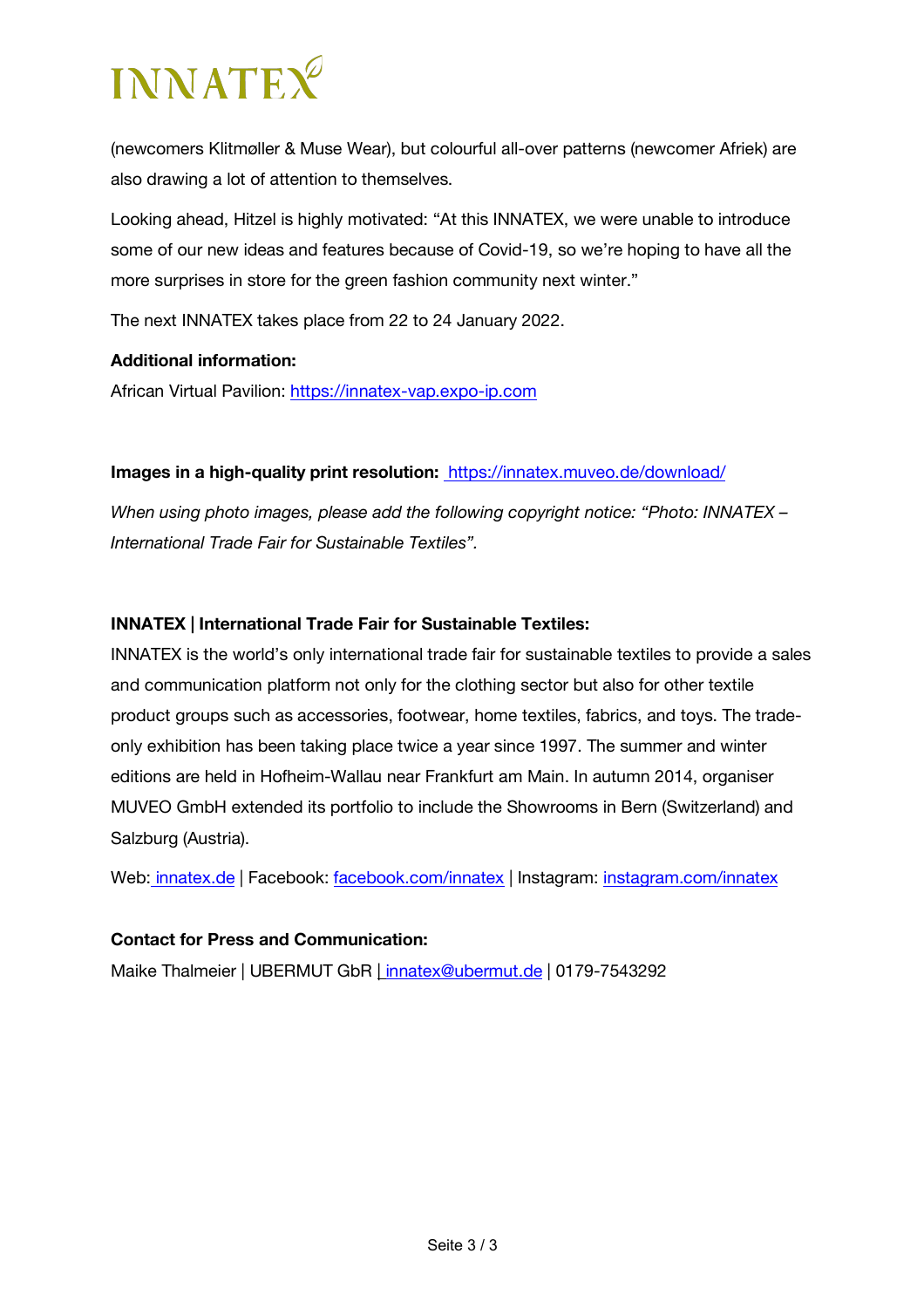(newcomers Klitmøller & Muse Wear), but colourful all-over patterns (newcomer Afriek) are also drawing a lot of attention to themselves.

Looking ahead, Hitzel is highly motivated: "At this INNATEX, we were unable to introduce some of our new ideas and features because of Covid-19, so we're hoping to have all the more surprises in store for the green fashion community next winter."

The next INNATEX takes place from 22 to 24 January 2022.

**Additional information:**

African Virtual Pavilion: https://innatex-vap.expo-ip.com

**Images in a high-quality print resolution:** https://innatex.muveo.de/download/

*When using photo images, please add the following copyright notice: "Photo: INNATEX – International Trade Fair for Sustainable Textiles".*

**INNATEX | International Trade Fair for Sustainable Textiles:**

INNATEX is the world's only international trade fair for sustainable textiles to provide a sales and communication platform not only for the clothing sector but also for other textile product groups such as accessories, footwear, home textiles, fabrics, and toys. The trade-only exhibition has been taking place twice a year since 1997. The summer and winter editions are held in Hofheim-Wallau near Frankfurt am Main. In autumn 2014, organiser MUVEO GmbH extended its portfolio to include the Showrooms in Bern (Switzerland) and Salzburg (Austria).

Web: innatex.de | Facebook: facebook.com/innatex | Instagram: instagram.com/innatex

**Contact for Press and Communication:**

Maike Thalmeier | UBERMUT GbR | innatex@ubermut.de | 0179-7543292